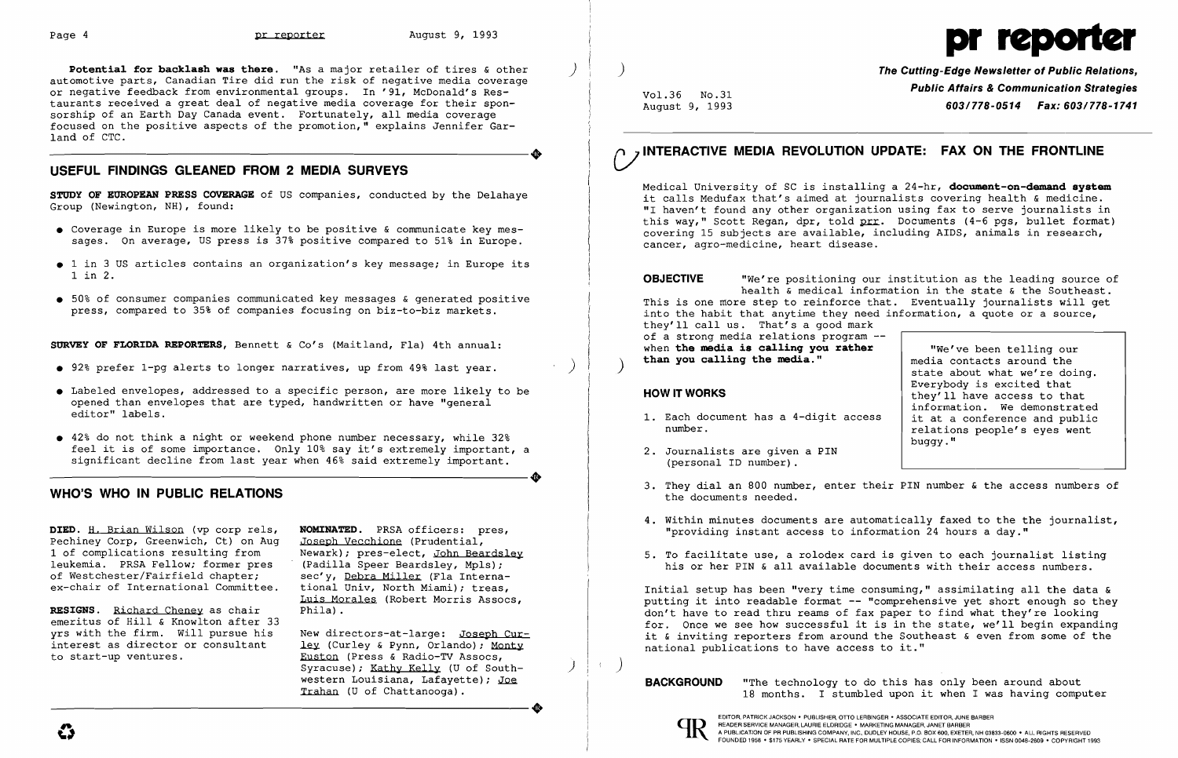**Potential for backlash was there.** "As a major retailer of tires & other automotive parts, Canadian Tire did run the risk of negative media coverage or negative feedback from environmental groups. In '91, McDonald's Restaurants received a great deal of negative media coverage for their sponsorship of an Earth Day Canada event. Fortunately, all media coverage focused on the positive aspects of the promotion," explains Jennifer Garland of CTC.

## USEFUL FINDINGS GLEANED FROM 2 MEDIA SURVEYS

**STUDY OF EUROPEAN PRESS COVERAGE** of US companies, conducted by the Delahaye Group (Newington, NH), found:

- Coverage in Europe is more likely to be positive & communicate key messages. On average, US press is 37% positive compared to 51% in Europe.
- 1 in 3 US articles contains an organization's key message; in Europe its 1 in 2.
- 50% of consumer companies communicated key messages & generated positive press, compared to 35% of companies focusing on biz-to-biz markets.

**SURVEY OF FLORIDA REPORTERS**, Bennett & Co's (Maitland, Fla) 4th annual:

- 92% prefer 1-pg alerts to longer narratives, up from 49% last year.
- Labeled envelopes, addressed to a specific person, are more likely to be opened than envelopes that are typed, handwritten or have "general editor" labels.
- 42% do not think a night or weekend phone number necessary, while 32% feel it is of some importance. Only 10% say it's extremely important, a significant decline from last year when 46% said extremely important.

## WHO'S WHO IN PUBLIC RELATIONS

**DIED.** H. Brian Wilson (vp corp rels, Pechiney Corp, Greenwich, Ct) on Aug 1 of complications resulting from leukemia. PRSA Fellow; former pres of Westchester/Fairfield chapter; ex-chair of International Committee.

**RESIGNS.** Richard Cheney as chair emeritus of Hill & Knowlton after 33 yrs with the firm. Will pursue his interest as director or consultant to start-up ventures.

**NOMINATED.** PRSA officers: pres, Joseph Vecchione (Prudential, Newark); pres-elect, John Beardsley (Padilla Speer Beardsley, Mpls); sec'y, Debra Miller (Fla International Univ, North Miami); treas, Luis Morales (Robert Morris Assocs, Phila).

New directors-at-large: Joseph Curley (Curley & Pynn, Orlando); Monty Euston (Press & Radio-TV Assocs, Syracuse); Kathy Kelly (U of Southwestern Louisiana, Lafayette); Joe Trahan (U of Chattanooga).

# pr reporter

**The Cutting-Edge Newsletter of Public Relations, Public Affairs & Communication Strategies**
**603/778-0514 Fax: 603/778-1741**

Vol.36 No.31
August 9, 1993

## INTERACTIVE MEDIA REVOLUTION UPDATE: FAX ON THE FRONTLINE

Medical University of SC is installing a 24-hr, **document-on-demand system** it calls Medufax that's aimed at journalists covering health & medicine. "I haven't found any other organization using fax to serve journalists in this way," Scott Regan, dpr, told prr. Documents (4-6 pgs, bullet format) covering 15 subjects are available, including AIDS, animals in research, cancer, agro-medicine, heart disease.

**OBJECTIVE** "We're positioning our institution as the leading source of health & medical information in the state & the Southeast. This is one more step to reinforce that. Eventually journalists will get into the habit that anytime they need information, a quote or a source, they'll call us. That's a good mark of a strong media relations program -- when **the media is calling you rather than you calling the media.**"

> "We've been telling our media contacts around the state about what we're doing. Everybody is excited that they'll have access to that information. We demonstrated it at a conference and public relations people's eyes went buggy."

**HOW IT WORKS**

1. Each document has a 4-digit access number.
2. Journalists are given a PIN (personal ID number).
3. They dial an 800 number, enter their PIN number & the access numbers of the documents needed.
4. Within minutes documents are automatically faxed to the journalist, "providing instant access to information 24 hours a day."
5. To facilitate use, a rolodex card is given to each journalist listing his or her PIN & all available documents with their access numbers.

Initial setup has been "very time consuming," assimilating all the data & putting it into readable format -- "comprehensive yet short enough so they don't have to read thru reams of fax paper to find what they're looking for. Once we see how successful it is in the state, we'll begin expanding it & inviting reporters from around the Southeast & even from some of the national publications to have access to it."

**BACKGROUND** "The technology to do this has only been around about 18 months. I stumbled upon it when I was having computer

EDITOR, PATRICK JACKSON • PUBLISHER, OTTO LERBINGER • ASSOCIATE EDITOR, JUNE BARBER
READER SERVICE MANAGER, LAURIE ELDRIDGE • MARKETING MANAGER, JANET BARBER
A PUBLICATION OF PR PUBLISHING COMPANY, INC. DUDLEY HOUSE, P.O. BOX 600, EXETER, NH 03833-0600 • ALL RIGHTS RESERVED
FOUNDED 1958 • $175 YEARLY • SPECIAL RATE FOR MULTIPLE COPIES: CALL FOR INFORMATION • ISSN 0048-2609 • COPYRIGHT 1993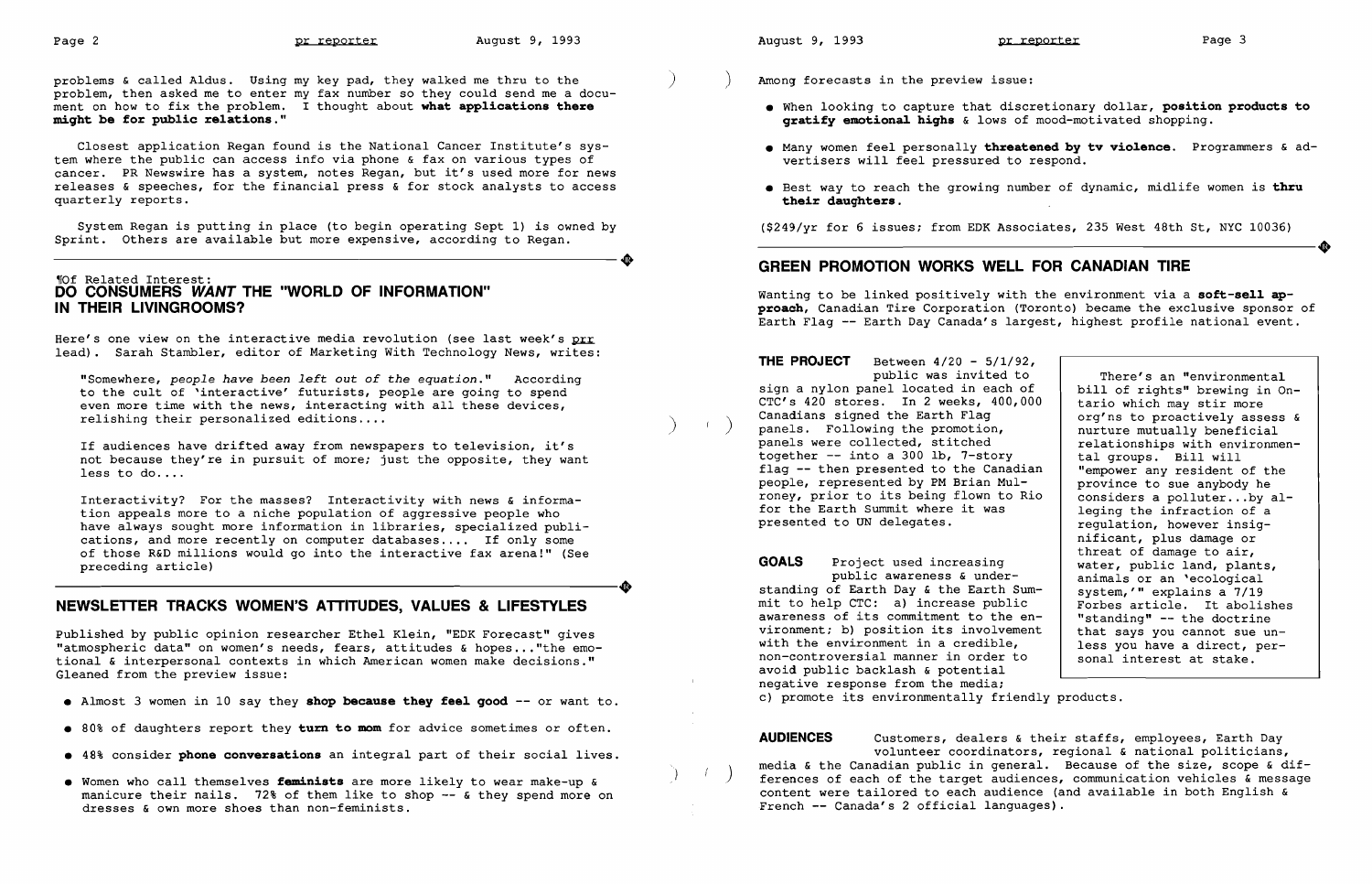problems & called Aldus. Using my key pad, they walked me thru to the problem, then asked me to enter my fax number so they could send me a document on how to fix the problem. I thought about **what applications there might be for public relations.**"

Closest application Regan found is the National Cancer Institute's system where the public can access info via phone & fax on various types of cancer. PR Newswire has a system, notes Regan, but it's used more for news releases & speeches, for the financial press & for stock analysts to access quarterly reports.

System Regan is putting in place (to begin operating Sept 1) is owned by Sprint. Others are available but more expensive, according to Regan.

---

¶Of Related Interest:

## DO CONSUMERS *WANT* THE "WORLD OF INFORMATION" IN THEIR LIVINGROOMS?

Here's one view on the interactive media revolution (see last week's prr lead). Sarah Stambler, editor of Marketing With Technology News, writes:

> "Somewhere, *people have been left out of the equation*." According to the cult of 'interactive' futurists, people are going to spend even more time with the news, interacting with all these devices, relishing their personalized editions....
>
> If audiences have drifted away from newspapers to television, it's not because they're in pursuit of more; just the opposite, they want less to do....
>
> Interactivity? For the masses? Interactivity with news & information appeals more to a niche population of aggressive people who have always sought more information in libraries, specialized publications, and more recently on computer databases.... If only some of those R&D millions would go into the interactive fax arena!" (See preceding article)

---

## NEWSLETTER TRACKS WOMEN'S ATTITUDES, VALUES & LIFESTYLES

Published by public opinion researcher Ethel Klein, "EDK Forecast" gives "atmospheric data" on women's needs, fears, attitudes & hopes..."the emotional & interpersonal contexts in which American women make decisions." Gleaned from the preview issue:

- Almost 3 women in 10 say they **shop because they feel good** -- or want to.
- 80% of daughters report they **turn to mom** for advice sometimes or often.
- 48% consider **phone conversations** an integral part of their social lives.
- Women who call themselves **feminists** are more likely to wear make-up & manicure their nails. 72% of them like to shop -- & they spend more on dresses & own more shoes than non-feminists.

Among forecasts in the preview issue:

- When looking to capture that discretionary dollar, **position products to gratify emotional highs** & lows of mood-motivated shopping.
- Many women feel personally **threatened by tv violence**. Programmers & advertisers will feel pressured to respond.
- Best way to reach the growing number of dynamic, midlife women is **thru their daughters**.

($249/yr for 6 issues; from EDK Associates, 235 West 48th St, NYC 10036)

---

## GREEN PROMOTION WORKS WELL FOR CANADIAN TIRE

Wanting to be linked positively with the environment via a **soft-sell approach**, Canadian Tire Corporation (Toronto) became the exclusive sponsor of Earth Flag -- Earth Day Canada's largest, highest profile national event.

**THE PROJECT** Between 4/20 - 5/1/92, public was invited to sign a nylon panel located in each of CTC's 420 stores. In 2 weeks, 400,000 Canadians signed the Earth Flag panels. Following the promotion, panels were collected, stitched together -- into a 300 lb, 7-story flag -- then presented to the Canadian people, represented by PM Brian Mulroney, prior to its being flown to Rio for the Earth Summit where it was presented to UN delegates.

**GOALS** Project used increasing public awareness & understanding of Earth Day & the Earth Summit to help CTC: a) increase public awareness of its commitment to the environment; b) position its involvement with the environment in a credible, non-controversial manner in order to avoid public backlash & potential negative response from the media; c) promote its environmentally friendly products.

> There's an "environmental bill of rights" brewing in Ontario which may stir more org'ns to proactively assess & nurture mutually beneficial relationships with environmental groups. Bill will "empower any resident of the province to sue anybody he considers a polluter...by alleging the infraction of a regulation, however insignificant, plus damage or threat of damage to air, water, public land, plants, animals or an 'ecological system,'" explains a 7/19 Forbes article. It abolishes "standing" -- the doctrine that says you cannot sue unless you have a direct, personal interest at stake.

**AUDIENCES** Customers, dealers & their staffs, employees, Earth Day volunteer coordinators, regional & national politicians, media & the Canadian public in general. Because of the size, scope & differences of each of the target audiences, communication vehicles & message content were tailored to each audience (and available in both English & French -- Canada's 2 official languages).